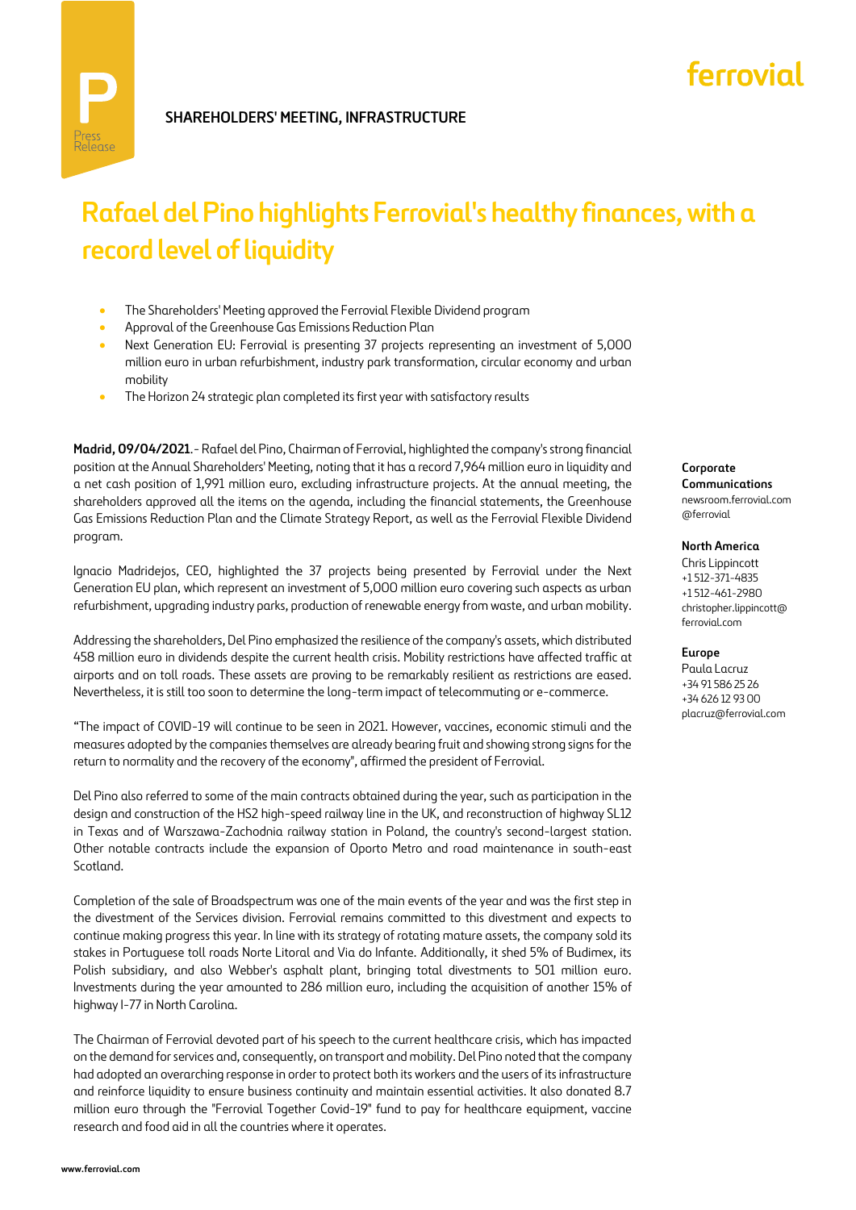SHAREHOLDERS' MEETING, INFRASTRUCTURE

# Rafael del Pino highlights Ferrovial's healthy finances, with a record level of liquidity

- The Shareholders' Meeting approved the Ferrovial Flexible Dividend program
- Approval of the Greenhouse Gas Emissions Reduction Plan
- Next Generation EU: Ferrovial is presenting 37 projects representing an investment of 5,000 million euro in urban refurbishment, industry park transformation, circular economy and urban mobility
- The Horizon 24 strategic plan completed its first year with satisfactory results

**Madrid, 09/04/2021**.- Rafael del Pino, Chairman of Ferrovial, highlighted the company's strong financial position at the Annual Shareholders' Meeting, noting that it has a record 7,964 million euro in liquidity and a net cash position of 1,991 million euro, excluding infrastructure projects. At the annual meeting, the shareholders approved all the items on the agenda, including the financial statements, the Greenhouse Gas Emissions Reduction Plan and the Climate Strategy Report, as well as the Ferrovial Flexible Dividend program.

Ignacio Madridejos, CEO, highlighted the 37 projects being presented by Ferrovial under the Next Generation EU plan, which represent an investment of 5,000 million euro covering such aspects as urban refurbishment, upgrading industry parks, production of renewable energy from waste, and urban mobility.

Addressing the shareholders, Del Pino emphasized the resilience of the company's assets, which distributed 458 million euro in dividends despite the current health crisis. Mobility restrictions have affected traffic at airports and on toll roads. These assets are proving to be remarkably resilient as restrictions are eased. Nevertheless, it is still too soon to determine the long-term impact of telecommuting or e-commerce.

"The impact of COVID-19 will continue to be seen in 2021. However, vaccines, economic stimuli and the measures adopted by the companies themselves are already bearing fruit and showing strong signs for the return to normality and the recovery of the economy", affirmed the president of Ferrovial.

Del Pino also referred to some of the main contracts obtained during the year, such as participation in the design and construction of the HS2 high-speed railway line in the UK, and reconstruction of highway SL12 in Texas and of Warszawa-Zachodnia railway station in Poland, the country's second-largest station. Other notable contracts include the expansion of Oporto Metro and road maintenance in south-east Scotland.

Completion of the sale of Broadspectrum was one of the main events of the year and was the first step in the divestment of the Services division. Ferrovial remains committed to this divestment and expects to continue making progress this year. In line with its strategy of rotating mature assets, the company sold its stakes in Portuguese toll roads Norte Litoral and Via do Infante. Additionally, it shed 5% of Budimex, its Polish subsidiary, and also Webber's asphalt plant, bringing total divestments to 501 million euro. Investments during the year amounted to 286 million euro, including the acquisition of another 15% of highway I-77 in North Carolina.

The Chairman of Ferrovial devoted part of his speech to the current healthcare crisis, which has impacted on the demand for services and, consequently, on transport and mobility. Del Pino noted that the company had adopted an overarching response in order to protect both its workers and the users of its infrastructure and reinforce liquidity to ensure business continuity and maintain essential activities. It also donated 8.7 million euro through the "Ferrovial Together Covid-19" fund to pay for healthcare equipment, vaccine research and food aid in all the countries where it operates.

**Corporate Communications**
newsroom.ferrovial.com
@ferrovial

**North America**
Chris Lippincott
+1 512-371-4835
+1 512-461-2980
christopher.lippincott@ferrovial.com

**Europe**
Paula Lacruz
+34 91 586 25 26
+34 626 12 93 00
placruz@ferrovial.com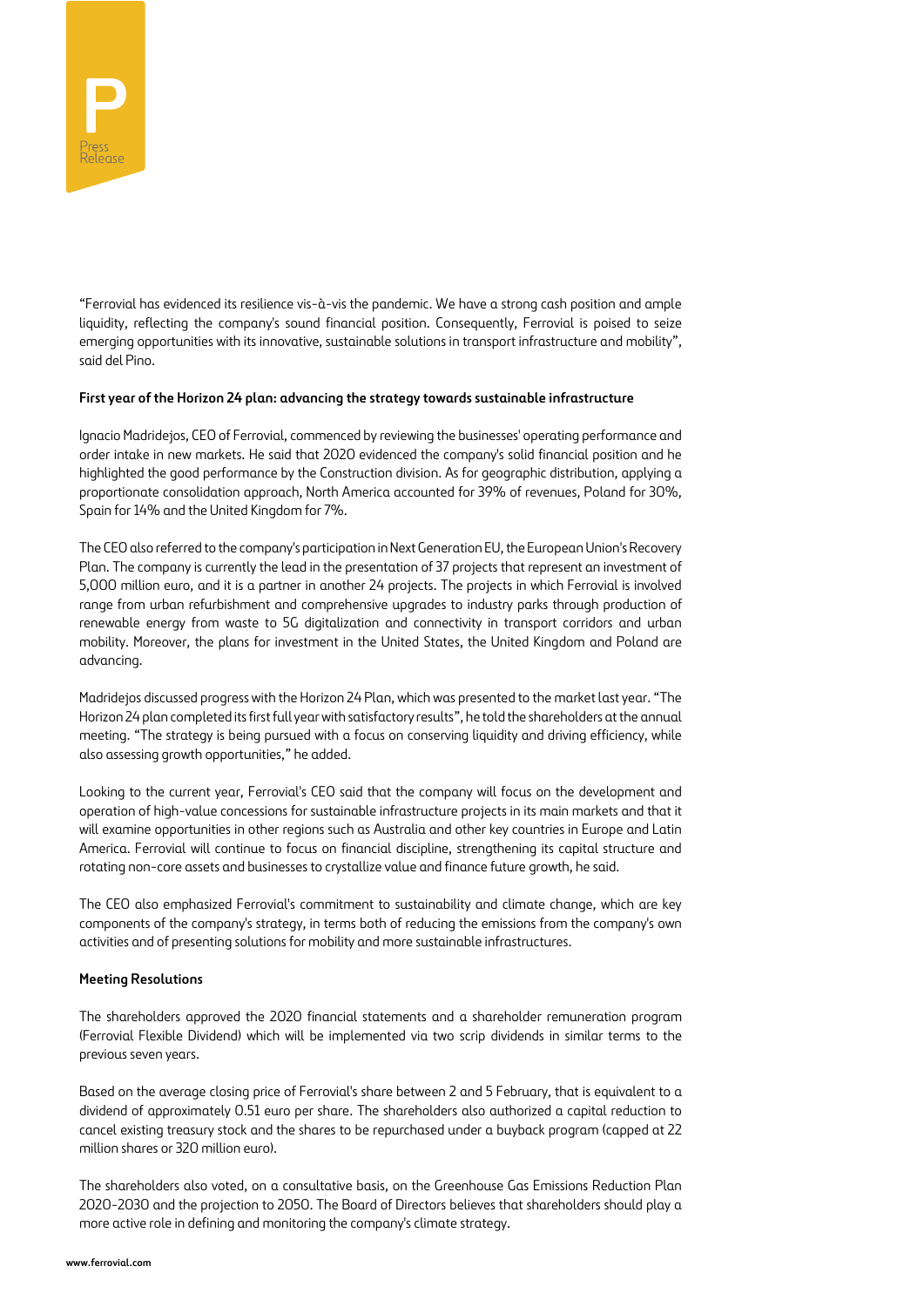"Ferrovial has evidenced its resilience vis-à-vis the pandemic. We have a strong cash position and ample liquidity, reflecting the company's sound financial position. Consequently, Ferrovial is poised to seize emerging opportunities with its innovative, sustainable solutions in transport infrastructure and mobility", said del Pino.

**First year of the Horizon 24 plan: advancing the strategy towards sustainable infrastructure**

Ignacio Madridejos, CEO of Ferrovial, commenced by reviewing the businesses' operating performance and order intake in new markets. He said that 2020 evidenced the company's solid financial position and he highlighted the good performance by the Construction division. As for geographic distribution, applying a proportionate consolidation approach, North America accounted for 39% of revenues, Poland for 30%, Spain for 14% and the United Kingdom for 7%.

The CEO also referred to the company's participation in Next Generation EU, the European Union's Recovery Plan. The company is currently the lead in the presentation of 37 projects that represent an investment of 5,000 million euro, and it is a partner in another 24 projects. The projects in which Ferrovial is involved range from urban refurbishment and comprehensive upgrades to industry parks through production of renewable energy from waste to 5G digitalization and connectivity in transport corridors and urban mobility. Moreover, the plans for investment in the United States, the United Kingdom and Poland are advancing.

Madridejos discussed progress with the Horizon 24 Plan, which was presented to the market last year. "The Horizon 24 plan completed its first full year with satisfactory results", he told the shareholders at the annual meeting. "The strategy is being pursued with a focus on conserving liquidity and driving efficiency, while also assessing growth opportunities," he added.

Looking to the current year, Ferrovial's CEO said that the company will focus on the development and operation of high-value concessions for sustainable infrastructure projects in its main markets and that it will examine opportunities in other regions such as Australia and other key countries in Europe and Latin America. Ferrovial will continue to focus on financial discipline, strengthening its capital structure and rotating non-core assets and businesses to crystallize value and finance future growth, he said.

The CEO also emphasized Ferrovial's commitment to sustainability and climate change, which are key components of the company's strategy, in terms both of reducing the emissions from the company's own activities and of presenting solutions for mobility and more sustainable infrastructures.

**Meeting Resolutions**

The shareholders approved the 2020 financial statements and a shareholder remuneration program (Ferrovial Flexible Dividend) which will be implemented via two scrip dividends in similar terms to the previous seven years.

Based on the average closing price of Ferrovial's share between 2 and 5 February, that is equivalent to a dividend of approximately 0.51 euro per share. The shareholders also authorized a capital reduction to cancel existing treasury stock and the shares to be repurchased under a buyback program (capped at 22 million shares or 320 million euro).

The shareholders also voted, on a consultative basis, on the Greenhouse Gas Emissions Reduction Plan 2020-2030 and the projection to 2050. The Board of Directors believes that shareholders should play a more active role in defining and monitoring the company's climate strategy.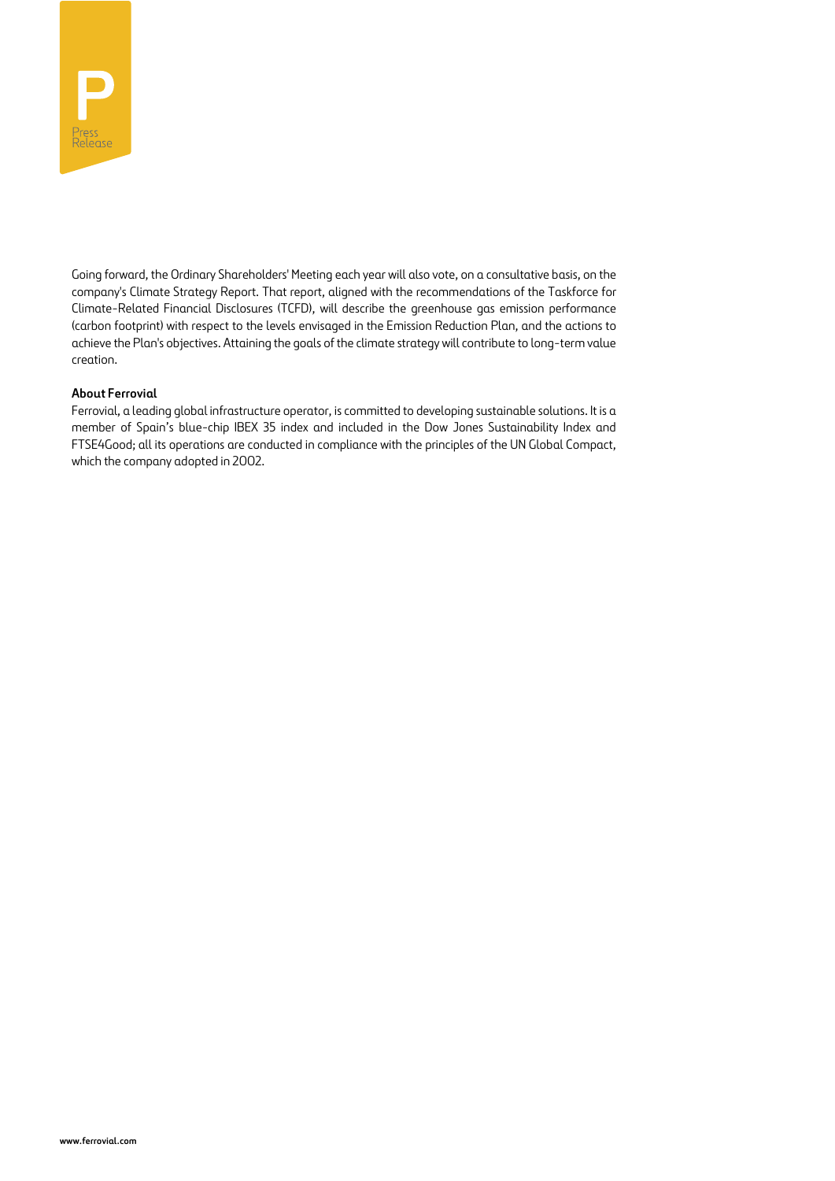Going forward, the Ordinary Shareholders' Meeting each year will also vote, on a consultative basis, on the company's Climate Strategy Report. That report, aligned with the recommendations of the Taskforce for Climate-Related Financial Disclosures (TCFD), will describe the greenhouse gas emission performance (carbon footprint) with respect to the levels envisaged in the Emission Reduction Plan, and the actions to achieve the Plan's objectives. Attaining the goals of the climate strategy will contribute to long-term value creation.

**About Ferrovial**

Ferrovial, a leading global infrastructure operator, is committed to developing sustainable solutions. It is a member of Spain's blue-chip IBEX 35 index and included in the Dow Jones Sustainability Index and FTSE4Good; all its operations are conducted in compliance with the principles of the UN Global Compact, which the company adopted in 2002.